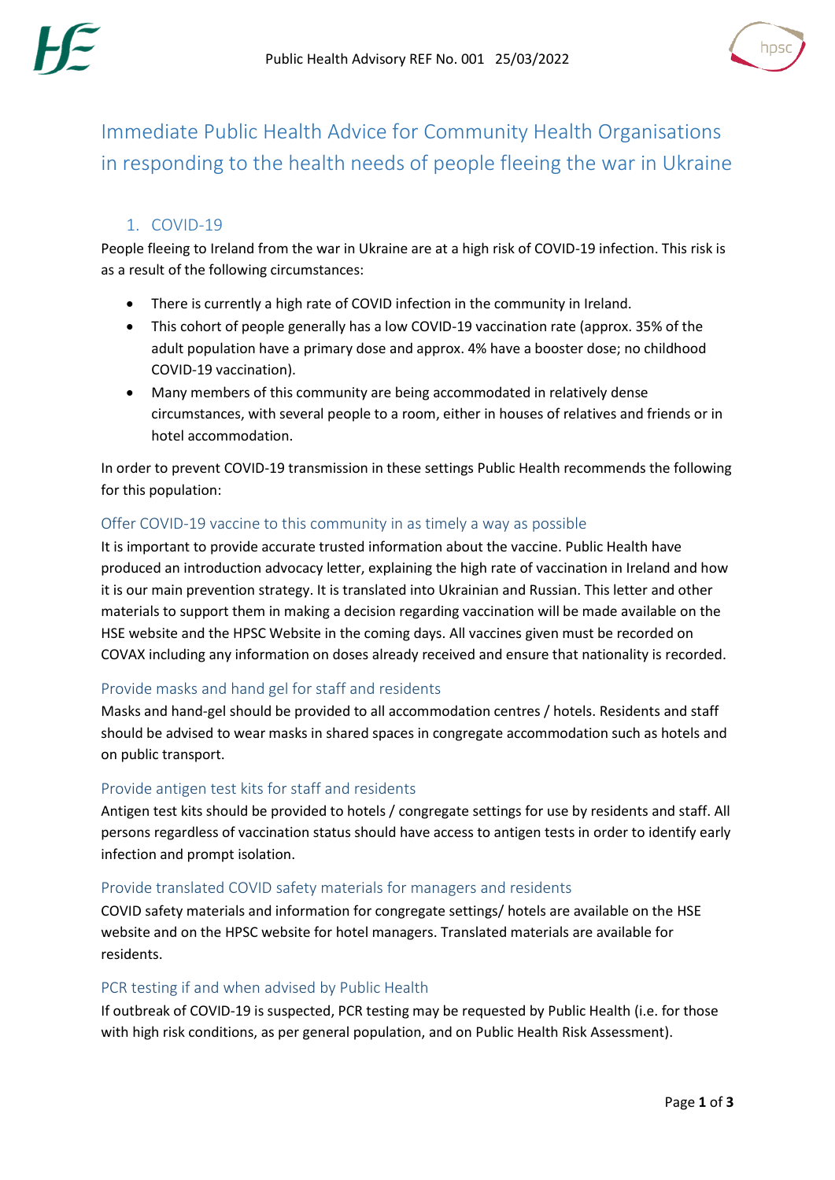Public Health Advisory REF No. 001 25/03/2022

# Immediate Public Health Advice for Community Health Organisations in responding to the health needs of people fleeing the war in Ukraine

## 1. COVID-19

People fleeing to Ireland from the war in Ukraine are at a high risk of COVID-19 infection. This risk is as a result of the following circumstances:

- There is currently a high rate of COVID infection in the community in Ireland.
- This cohort of people generally has a low COVID-19 vaccination rate (approx. 35% of the adult population have a primary dose and approx. 4% have a booster dose; no childhood COVID-19 vaccination).
- Many members of this community are being accommodated in relatively dense circumstances, with several people to a room, either in houses of relatives and friends or in hotel accommodation.

In order to prevent COVID-19 transmission in these settings Public Health recommends the following for this population:

### Offer COVID-19 vaccine to this community in as timely a way as possible

It is important to provide accurate trusted information about the vaccine. Public Health have produced an introduction advocacy letter, explaining the high rate of vaccination in Ireland and how it is our main prevention strategy. It is translated into Ukrainian and Russian. This letter and other materials to support them in making a decision regarding vaccination will be made available on the HSE website and the HPSC Website in the coming days. All vaccines given must be recorded on COVAX including any information on doses already received and ensure that nationality is recorded.

### Provide masks and hand gel for staff and residents

Masks and hand-gel should be provided to all accommodation centres / hotels. Residents and staff should be advised to wear masks in shared spaces in congregate accommodation such as hotels and on public transport.

### Provide antigen test kits for staff and residents

Antigen test kits should be provided to hotels / congregate settings for use by residents and staff. All persons regardless of vaccination status should have access to antigen tests in order to identify early infection and prompt isolation.

### Provide translated COVID safety materials for managers and residents

COVID safety materials and information for congregate settings/ hotels are available on the HSE website and on the HPSC website for hotel managers. Translated materials are available for residents.

### PCR testing if and when advised by Public Health

If outbreak of COVID-19 is suspected, PCR testing may be requested by Public Health (i.e. for those with high risk conditions, as per general population, and on Public Health Risk Assessment).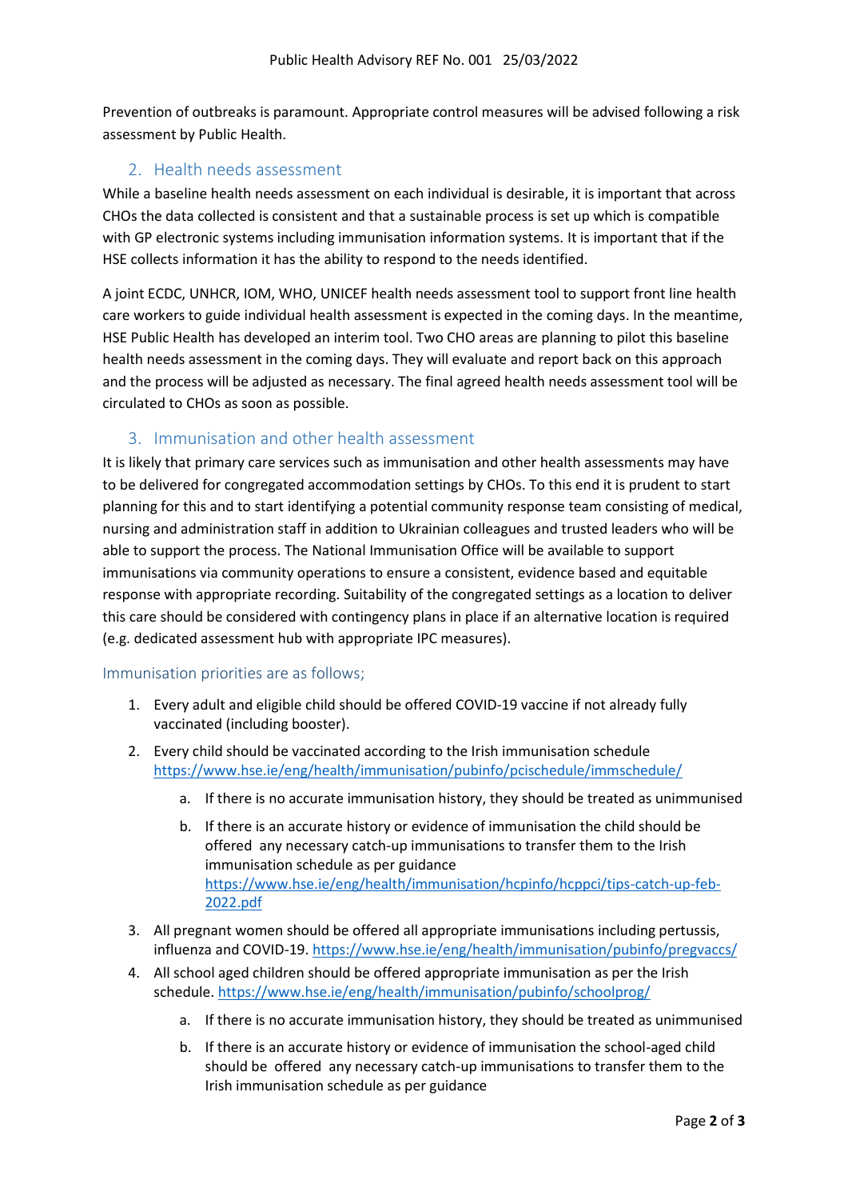Prevention of outbreaks is paramount. Appropriate control measures will be advised following a risk assessment by Public Health.

## 2. Health needs assessment

While a baseline health needs assessment on each individual is desirable, it is important that across CHOs the data collected is consistent and that a sustainable process is set up which is compatible with GP electronic systems including immunisation information systems. It is important that if the HSE collects information it has the ability to respond to the needs identified.

A joint ECDC, UNHCR, IOM, WHO, UNICEF health needs assessment tool to support front line health care workers to guide individual health assessment is expected in the coming days. In the meantime, HSE Public Health has developed an interim tool. Two CHO areas are planning to pilot this baseline health needs assessment in the coming days. They will evaluate and report back on this approach and the process will be adjusted as necessary. The final agreed health needs assessment tool will be circulated to CHOs as soon as possible.

## 3. Immunisation and other health assessment

It is likely that primary care services such as immunisation and other health assessments may have to be delivered for congregated accommodation settings by CHOs. To this end it is prudent to start planning for this and to start identifying a potential community response team consisting of medical, nursing and administration staff in addition to Ukrainian colleagues and trusted leaders who will be able to support the process. The National Immunisation Office will be available to support immunisations via community operations to ensure a consistent, evidence based and equitable response with appropriate recording. Suitability of the congregated settings as a location to deliver this care should be considered with contingency plans in place if an alternative location is required (e.g. dedicated assessment hub with appropriate IPC measures).

### Immunisation priorities are as follows;

1. Every adult and eligible child should be offered COVID-19 vaccine if not already fully vaccinated (including booster).
2. Every child should be vaccinated according to the Irish immunisation schedule https://www.hse.ie/eng/health/immunisation/pubinfo/pcischedule/immschedule/
    a. If there is no accurate immunisation history, they should be treated as unimmunised
    b. If there is an accurate history or evidence of immunisation the child should be offered any necessary catch-up immunisations to transfer them to the Irish immunisation schedule as per guidance https://www.hse.ie/eng/health/immunisation/hcpinfo/hcppci/tips-catch-up-feb-2022.pdf
3. All pregnant women should be offered all appropriate immunisations including pertussis, influenza and COVID-19. https://www.hse.ie/eng/health/immunisation/pubinfo/pregvaccs/
4. All school aged children should be offered appropriate immunisation as per the Irish schedule. https://www.hse.ie/eng/health/immunisation/pubinfo/schoolprog/
    a. If there is no accurate immunisation history, they should be treated as unimmunised
    b. If there is an accurate history or evidence of immunisation the school-aged child should be offered any necessary catch-up immunisations to transfer them to the Irish immunisation schedule as per guidance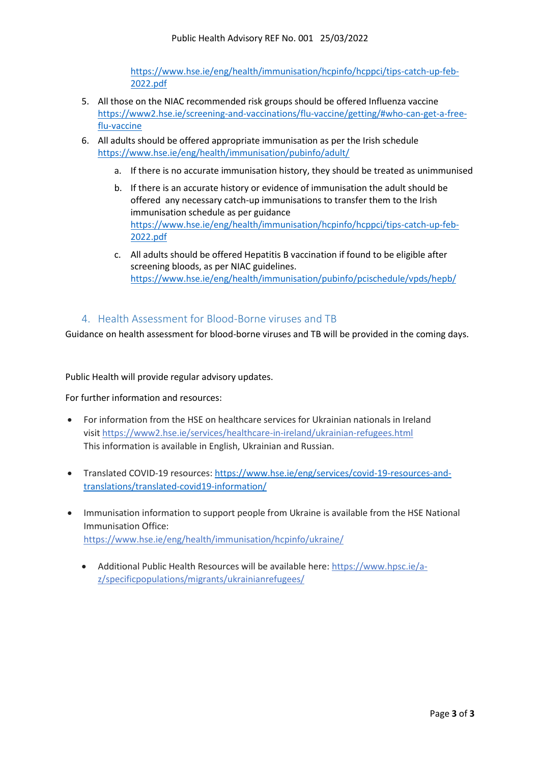https://www.hse.ie/eng/health/immunisation/hcpinfo/hcppci/tips-catch-up-feb-2022.pdf

5. All those on the NIAC recommended risk groups should be offered Influenza vaccine https://www2.hse.ie/screening-and-vaccinations/flu-vaccine/getting/#who-can-get-a-free-flu-vaccine
6. All adults should be offered appropriate immunisation as per the Irish schedule https://www.hse.ie/eng/health/immunisation/pubinfo/adult/
    a. If there is no accurate immunisation history, they should be treated as unimmunised
    b. If there is an accurate history or evidence of immunisation the adult should be offered any necessary catch-up immunisations to transfer them to the Irish immunisation schedule as per guidance https://www.hse.ie/eng/health/immunisation/hcpinfo/hcppci/tips-catch-up-feb-2022.pdf
    c. All adults should be offered Hepatitis B vaccination if found to be eligible after screening bloods, as per NIAC guidelines. https://www.hse.ie/eng/health/immunisation/pubinfo/pcischedule/vpds/hepb/

## 4. Health Assessment for Blood-Borne viruses and TB

Guidance on health assessment for blood-borne viruses and TB will be provided in the coming days.

Public Health will provide regular advisory updates.

For further information and resources:

- For information from the HSE on healthcare services for Ukrainian nationals in Ireland visit https://www2.hse.ie/services/healthcare-in-ireland/ukrainian-refugees.html This information is available in English, Ukrainian and Russian.

- Translated COVID-19 resources: https://www.hse.ie/eng/services/covid-19-resources-and-translations/translated-covid19-information/

- Immunisation information to support people from Ukraine is available from the HSE National Immunisation Office: https://www.hse.ie/eng/health/immunisation/hcpinfo/ukraine/

    - Additional Public Health Resources will be available here: https://www.hpsc.ie/a-z/specificpopulations/migrants/ukrainianrefugees/